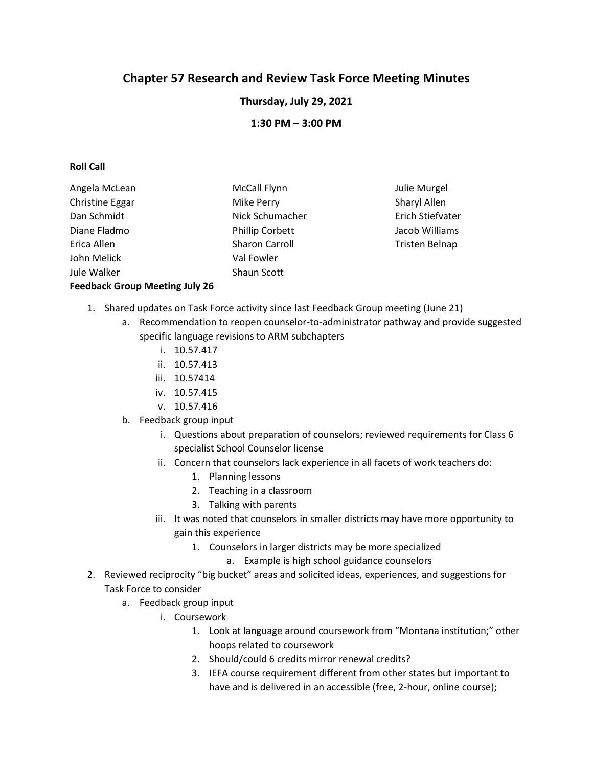# Chapter 57 Research and Review Task Force Meeting Minutes

**Thursday, July 29, 2021**

**1:30 PM – 3:00 PM**

**Roll Call**

Angela McLean
Christine Eggar
Dan Schmidt
Diane Fladmo
Erica Allen
John Melick
Jule Walker
McCall Flynn
Mike Perry
Nick Schumacher
Phillip Corbett
Sharon Carroll
Val Fowler
Shaun Scott
Julie Murgel
Sharyl Allen
Erich Stiefvater
Jacob Williams
Tristen Belnap

**Feedback Group Meeting July 26**

1. Shared updates on Task Force activity since last Feedback Group meeting (June 21)
    a. Recommendation to reopen counselor-to-administrator pathway and provide suggested specific language revisions to ARM subchapters
        i. 10.57.417
        ii. 10.57.413
        iii. 10.57414
        iv. 10.57.415
        v. 10.57.416
    b. Feedback group input
        i. Questions about preparation of counselors; reviewed requirements for Class 6 specialist School Counselor license
        ii. Concern that counselors lack experience in all facets of work teachers do:
            1. Planning lessons
            2. Teaching in a classroom
            3. Talking with parents
        iii. It was noted that counselors in smaller districts may have more opportunity to gain this experience
            1. Counselors in larger districts may be more specialized
                a. Example is high school guidance counselors
2. Reviewed reciprocity "big bucket" areas and solicited ideas, experiences, and suggestions for Task Force to consider
    a. Feedback group input
        i. Coursework
            1. Look at language around coursework from "Montana institution;" other hoops related to coursework
            2. Should/could 6 credits mirror renewal credits?
            3. IEFA course requirement different from other states but important to have and is delivered in an accessible (free, 2-hour, online course);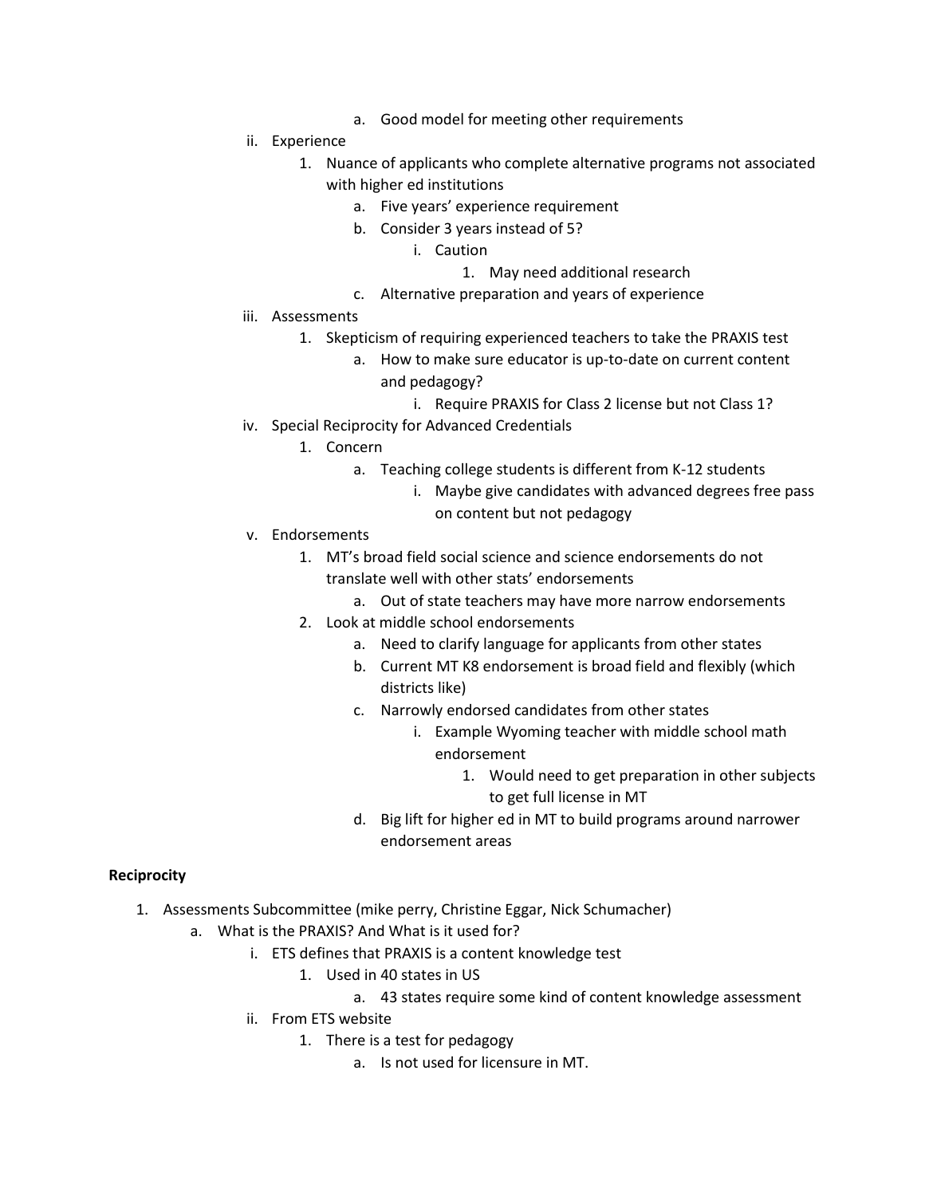a. Good model for meeting other requirements

  ii. Experience
      1. Nuance of applicants who complete alternative programs not associated with higher ed institutions
         a. Five years' experience requirement
         b. Consider 3 years instead of 5?
            i. Caution
               1. May need additional research
         c. Alternative preparation and years of experience
  iii. Assessments
      1. Skepticism of requiring experienced teachers to take the PRAXIS test
         a. How to make sure educator is up-to-date on current content and pedagogy?
            i. Require PRAXIS for Class 2 license but not Class 1?
  iv. Special Reciprocity for Advanced Credentials
      1. Concern
         a. Teaching college students is different from K-12 students
            i. Maybe give candidates with advanced degrees free pass on content but not pedagogy
  v. Endorsements
      1. MT's broad field social science and science endorsements do not translate well with other stats' endorsements
         a. Out of state teachers may have more narrow endorsements
      2. Look at middle school endorsements
         a. Need to clarify language for applicants from other states
         b. Current MT K8 endorsement is broad field and flexibly (which districts like)
         c. Narrowly endorsed candidates from other states
            i. Example Wyoming teacher with middle school math endorsement
               1. Would need to get preparation in other subjects to get full license in MT
         d. Big lift for higher ed in MT to build programs around narrower endorsement areas

**Reciprocity**

1. Assessments Subcommittee (mike perry, Christine Eggar, Nick Schumacher)
   a. What is the PRAXIS? And What is it used for?
      i. ETS defines that PRAXIS is a content knowledge test
         1. Used in 40 states in US
            a. 43 states require some kind of content knowledge assessment
      ii. From ETS website
         1. There is a test for pedagogy
            a. Is not used for licensure in MT.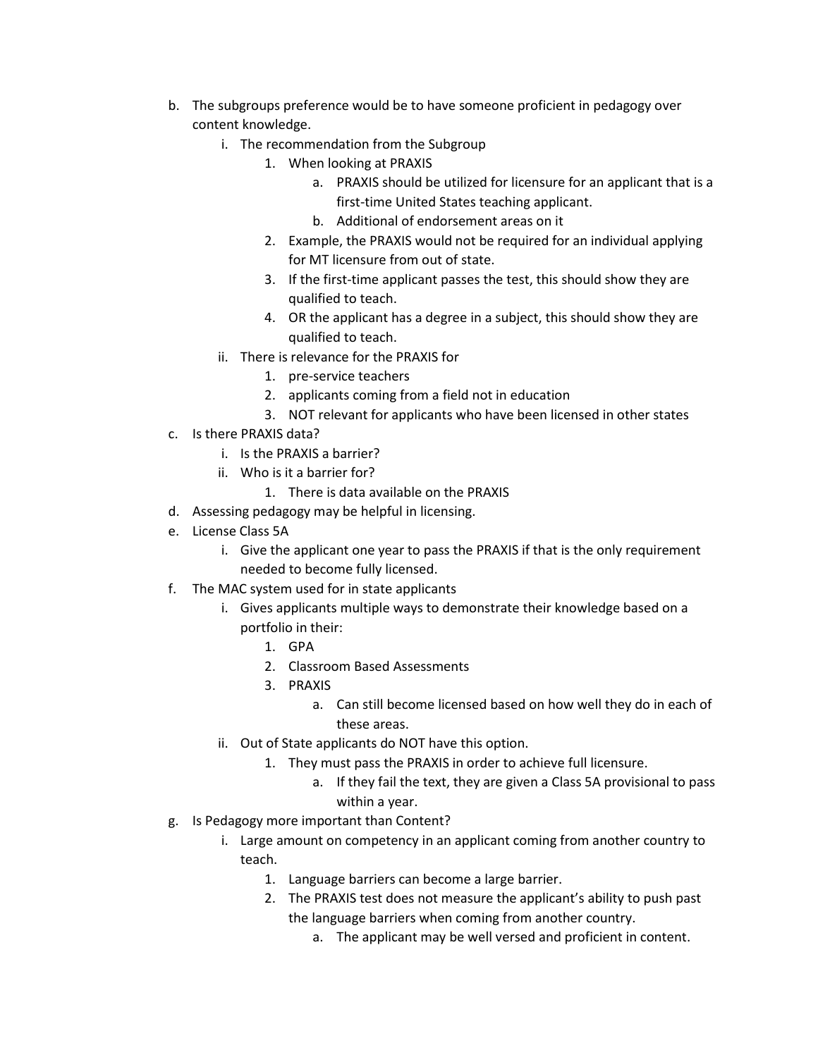b. The subgroups preference would be to have someone proficient in pedagogy over content knowledge.
    i. The recommendation from the Subgroup
        1. When looking at PRAXIS
            a. PRAXIS should be utilized for licensure for an applicant that is a first-time United States teaching applicant.
            b. Additional of endorsement areas on it
        2. Example, the PRAXIS would not be required for an individual applying for MT licensure from out of state.
        3. If the first-time applicant passes the test, this should show they are qualified to teach.
        4. OR the applicant has a degree in a subject, this should show they are qualified to teach.
    ii. There is relevance for the PRAXIS for
        1. pre-service teachers
        2. applicants coming from a field not in education
        3. NOT relevant for applicants who have been licensed in other states

c. Is there PRAXIS data?
    i. Is the PRAXIS a barrier?
    ii. Who is it a barrier for?
        1. There is data available on the PRAXIS

d. Assessing pedagogy may be helpful in licensing.

e. License Class 5A
    i. Give the applicant one year to pass the PRAXIS if that is the only requirement needed to become fully licensed.

f. The MAC system used for in state applicants
    i. Gives applicants multiple ways to demonstrate their knowledge based on a portfolio in their:
        1. GPA
        2. Classroom Based Assessments
        3. PRAXIS
            a. Can still become licensed based on how well they do in each of these areas.
    ii. Out of State applicants do NOT have this option.
        1. They must pass the PRAXIS in order to achieve full licensure.
            a. If they fail the text, they are given a Class 5A provisional to pass within a year.

g. Is Pedagogy more important than Content?
    i. Large amount on competency in an applicant coming from another country to teach.
        1. Language barriers can become a large barrier.
        2. The PRAXIS test does not measure the applicant's ability to push past the language barriers when coming from another country.
            a. The applicant may be well versed and proficient in content.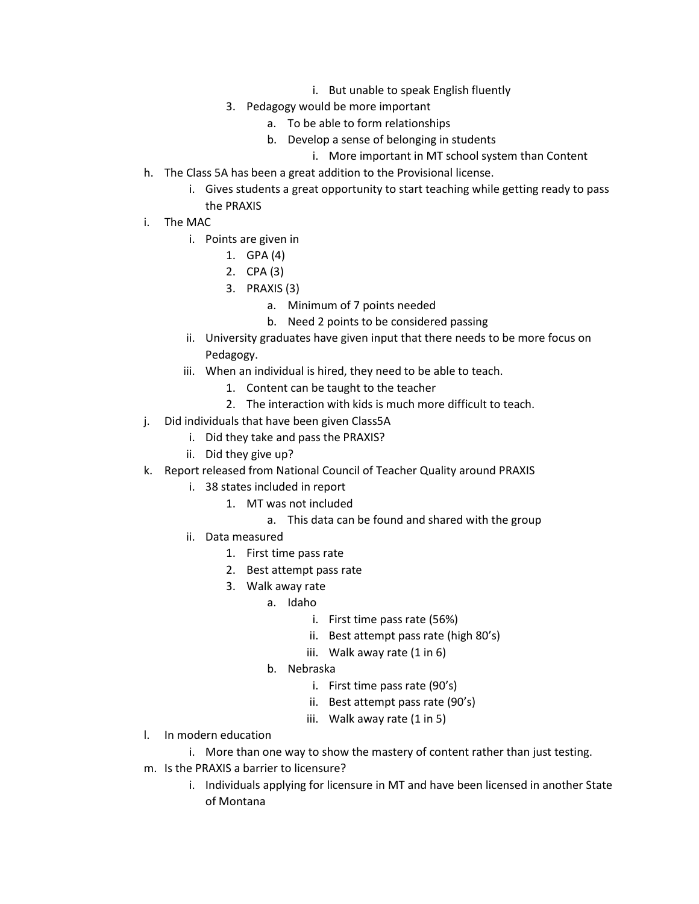i. But unable to speak English fluently

      3. Pedagogy would be more important

         a. To be able to form relationships

         b. Develop a sense of belonging in students

            i. More important in MT school system than Content

h. The Class 5A has been a great addition to the Provisional license.

   i. Gives students a great opportunity to start teaching while getting ready to pass the PRAXIS

i. The MAC

   i. Points are given in

      1. GPA (4)

      2. CPA (3)

      3. PRAXIS (3)

         a. Minimum of 7 points needed

         b. Need 2 points to be considered passing

   ii. University graduates have given input that there needs to be more focus on Pedagogy.

   iii. When an individual is hired, they need to be able to teach.

      1. Content can be taught to the teacher

      2. The interaction with kids is much more difficult to teach.

j. Did individuals that have been given Class5A

   i. Did they take and pass the PRAXIS?

   ii. Did they give up?

k. Report released from National Council of Teacher Quality around PRAXIS

   i. 38 states included in report

      1. MT was not included

         a. This data can be found and shared with the group

   ii. Data measured

      1. First time pass rate

      2. Best attempt pass rate

      3. Walk away rate

         a. Idaho

            i. First time pass rate (56%)

            ii. Best attempt pass rate (high 80's)

            iii. Walk away rate (1 in 6)

         b. Nebraska

            i. First time pass rate (90's)

            ii. Best attempt pass rate (90's)

            iii. Walk away rate (1 in 5)

l. In modern education

   i. More than one way to show the mastery of content rather than just testing.

m. Is the PRAXIS a barrier to licensure?

   i. Individuals applying for licensure in MT and have been licensed in another State of Montana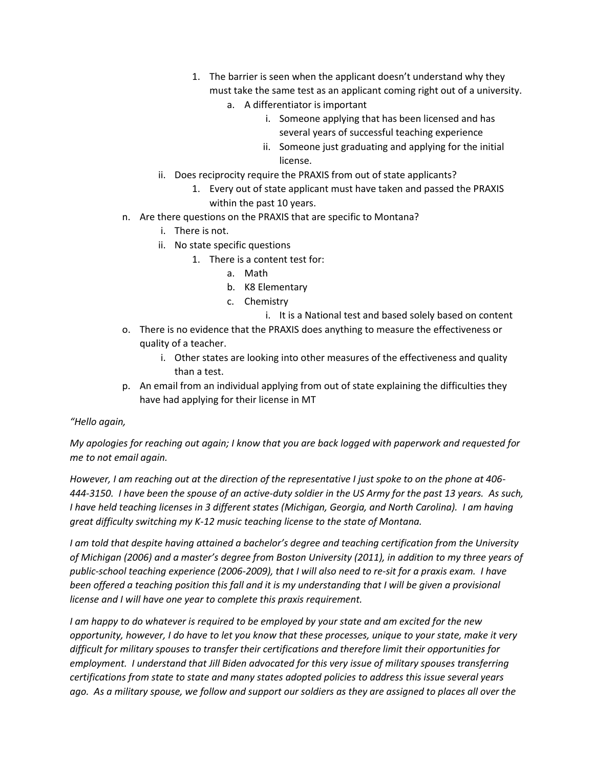1. The barrier is seen when the applicant doesn't understand why they must take the same test as an applicant coming right out of a university.
                a. A differentiator is important
                    i. Someone applying that has been licensed and has several years of successful teaching experience
                    ii. Someone just graduating and applying for the initial license.
        ii. Does reciprocity require the PRAXIS from out of state applicants?
            1. Every out of state applicant must have taken and passed the PRAXIS within the past 10 years.

n. Are there questions on the PRAXIS that are specific to Montana?
    i. There is not.
    ii. No state specific questions
        1. There is a content test for:
            a. Math
            b. K8 Elementary
            c. Chemistry
                i. It is a National test and based solely based on content

o. There is no evidence that the PRAXIS does anything to measure the effectiveness or quality of a teacher.
    i. Other states are looking into other measures of the effectiveness and quality than a test.

p. An email from an individual applying from out of state explaining the difficulties they have had applying for their license in MT

*"Hello again,*

*My apologies for reaching out again; I know that you are back logged with paperwork and requested for me to not email again.*

*However, I am reaching out at the direction of the representative I just spoke to on the phone at 406-444-3150. I have been the spouse of an active-duty soldier in the US Army for the past 13 years. As such, I have held teaching licenses in 3 different states (Michigan, Georgia, and North Carolina). I am having great difficulty switching my K-12 music teaching license to the state of Montana.*

*I am told that despite having attained a bachelor's degree and teaching certification from the University of Michigan (2006) and a master's degree from Boston University (2011), in addition to my three years of public-school teaching experience (2006-2009), that I will also need to re-sit for a praxis exam. I have been offered a teaching position this fall and it is my understanding that I will be given a provisional license and I will have one year to complete this praxis requirement.*

*I am happy to do whatever is required to be employed by your state and am excited for the new opportunity, however, I do have to let you know that these processes, unique to your state, make it very difficult for military spouses to transfer their certifications and therefore limit their opportunities for employment. I understand that Jill Biden advocated for this very issue of military spouses transferring certifications from state to state and many states adopted policies to address this issue several years ago. As a military spouse, we follow and support our soldiers as they are assigned to places all over the*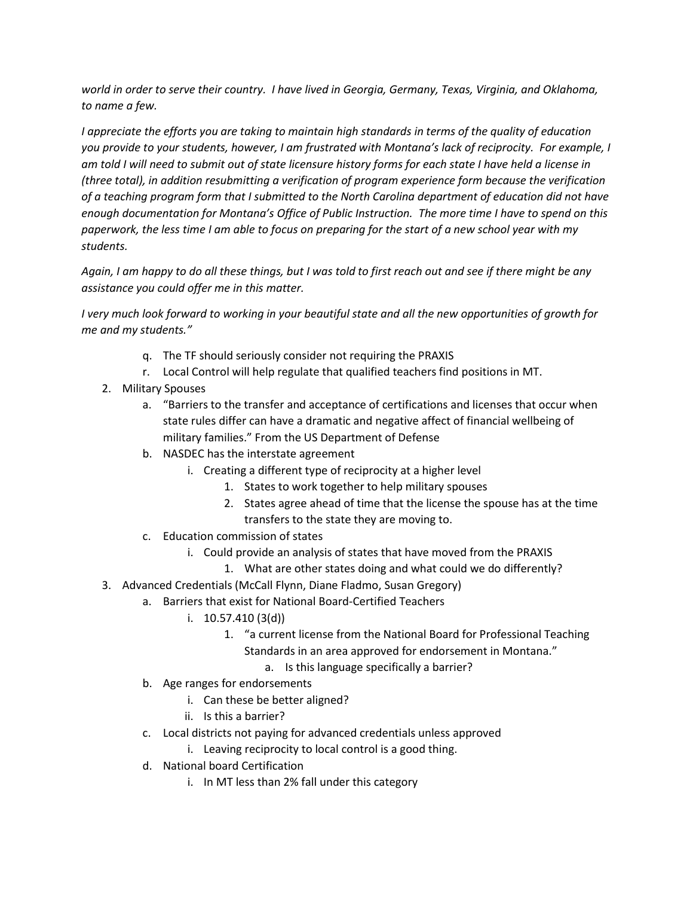*world in order to serve their country. I have lived in Georgia, Germany, Texas, Virginia, and Oklahoma, to name a few.*

*I appreciate the efforts you are taking to maintain high standards in terms of the quality of education you provide to your students, however, I am frustrated with Montana's lack of reciprocity. For example, I am told I will need to submit out of state licensure history forms for each state I have held a license in (three total), in addition resubmitting a verification of program experience form because the verification of a teaching program form that I submitted to the North Carolina department of education did not have enough documentation for Montana's Office of Public Instruction. The more time I have to spend on this paperwork, the less time I am able to focus on preparing for the start of a new school year with my students.*

*Again, I am happy to do all these things, but I was told to first reach out and see if there might be any assistance you could offer me in this matter.*

*I very much look forward to working in your beautiful state and all the new opportunities of growth for me and my students."*

- q. The TF should seriously consider not requiring the PRAXIS
- r. Local Control will help regulate that qualified teachers find positions in MT.

2. Military Spouses
   - a. "Barriers to the transfer and acceptance of certifications and licenses that occur when state rules differ can have a dramatic and negative affect of financial wellbeing of military families." From the US Department of Defense
   - b. NASDEC has the interstate agreement
     - i. Creating a different type of reciprocity at a higher level
       1. States to work together to help military spouses
       2. States agree ahead of time that the license the spouse has at the time transfers to the state they are moving to.
   - c. Education commission of states
     - i. Could provide an analysis of states that have moved from the PRAXIS
       1. What are other states doing and what could we do differently?
3. Advanced Credentials (McCall Flynn, Diane Fladmo, Susan Gregory)
   - a. Barriers that exist for National Board-Certified Teachers
     - i. 10.57.410 (3(d))
       1. "a current license from the National Board for Professional Teaching Standards in an area approved for endorsement in Montana."
          - a. Is this language specifically a barrier?
   - b. Age ranges for endorsements
     - i. Can these be better aligned?
     - ii. Is this a barrier?
   - c. Local districts not paying for advanced credentials unless approved
     - i. Leaving reciprocity to local control is a good thing.
   - d. National board Certification
     - i. In MT less than 2% fall under this category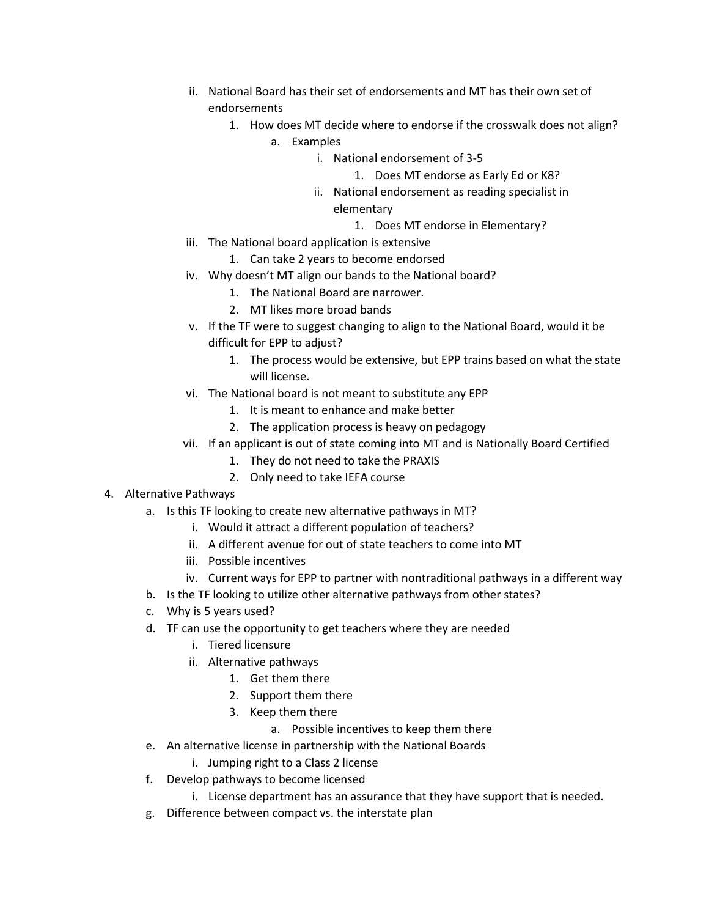- ii. National Board has their set of endorsements and MT has their own set of endorsements
     1. How does MT decide where to endorse if the crosswalk does not align?
        - a. Examples
          - i. National endorsement of 3-5
            1. Does MT endorse as Early Ed or K8?
          - ii. National endorsement as reading specialist in elementary
            1. Does MT endorse in Elementary?
   - iii. The National board application is extensive
     1. Can take 2 years to become endorsed
   - iv. Why doesn't MT align our bands to the National board?
     1. The National Board are narrower.
     2. MT likes more broad bands
   - v. If the TF were to suggest changing to align to the National Board, would it be difficult for EPP to adjust?
     1. The process would be extensive, but EPP trains based on what the state will license.
   - vi. The National board is not meant to substitute any EPP
     1. It is meant to enhance and make better
     2. The application process is heavy on pedagogy
   - vii. If an applicant is out of state coming into MT and is Nationally Board Certified
     1. They do not need to take the PRAXIS
     2. Only need to take IEFA course

4. Alternative Pathways
   - a. Is this TF looking to create new alternative pathways in MT?
     - i. Would it attract a different population of teachers?
     - ii. A different avenue for out of state teachers to come into MT
     - iii. Possible incentives
     - iv. Current ways for EPP to partner with nontraditional pathways in a different way
   - b. Is the TF looking to utilize other alternative pathways from other states?
   - c. Why is 5 years used?
   - d. TF can use the opportunity to get teachers where they are needed
     - i. Tiered licensure
     - ii. Alternative pathways
       1. Get them there
       2. Support them there
       3. Keep them there
          - a. Possible incentives to keep them there
   - e. An alternative license in partnership with the National Boards
     - i. Jumping right to a Class 2 license
   - f. Develop pathways to become licensed
     - i. License department has an assurance that they have support that is needed.
   - g. Difference between compact vs. the interstate plan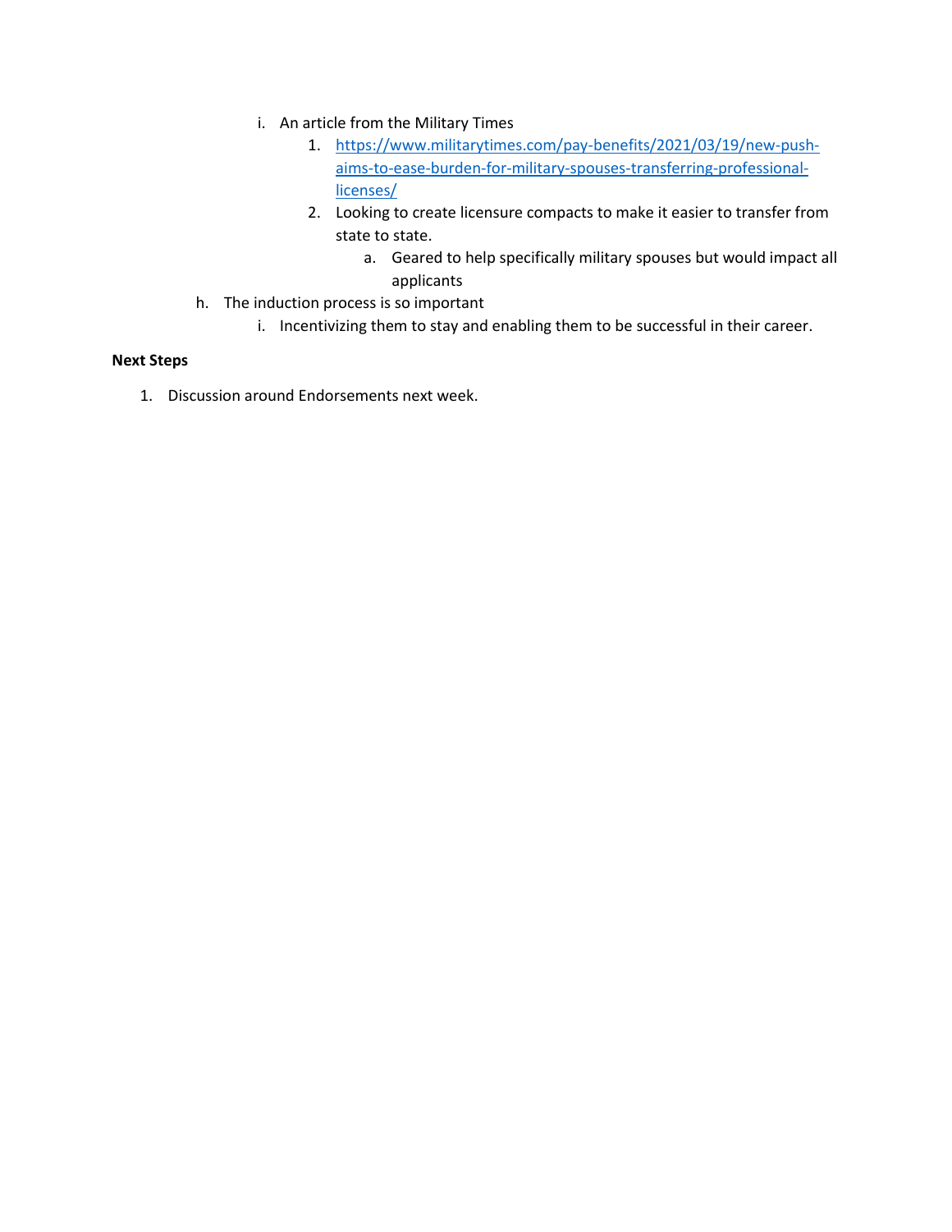i. An article from the Military Times
      1. [https://www.militarytimes.com/pay-benefits/2021/03/19/new-push-aims-to-ease-burden-for-military-spouses-transferring-professional-licenses/](https://www.militarytimes.com/pay-benefits/2021/03/19/new-push-aims-to-ease-burden-for-military-spouses-transferring-professional-licenses/)
      2. Looking to create licensure compacts to make it easier to transfer from state to state.
         a. Geared to help specifically military spouses but would impact all applicants

h. The induction process is so important
   i. Incentivizing them to stay and enabling them to be successful in their career.

**Next Steps**

1. Discussion around Endorsements next week.